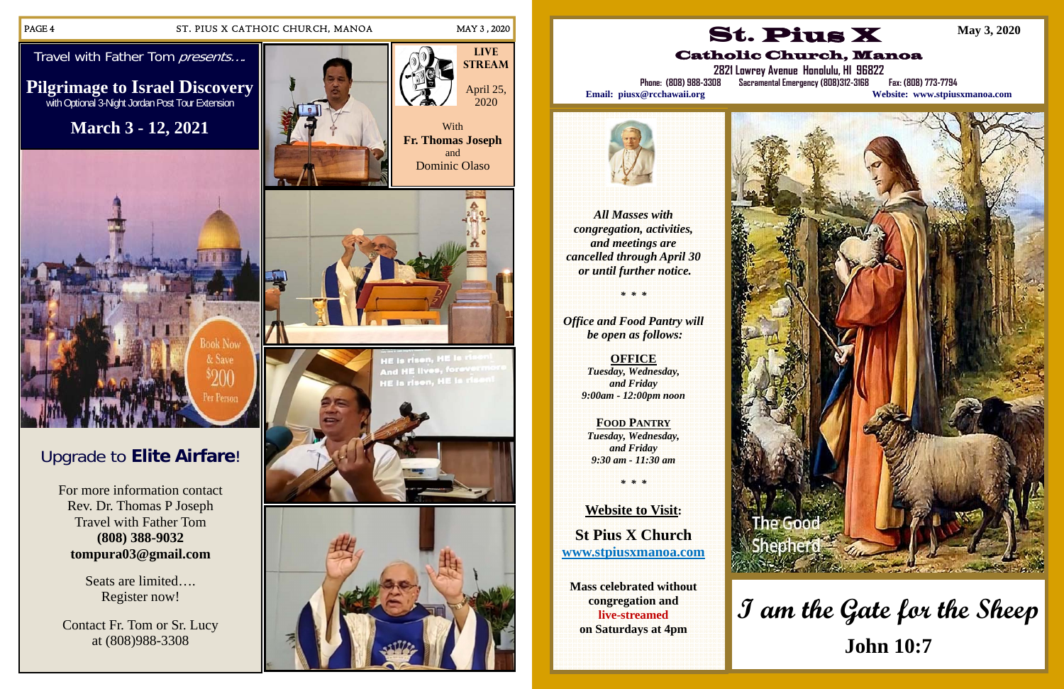Travel with Father Tom *presents….*

## Pilgrimage to Israel Discovery

with Optional 3-Night Jordan Post Tour Extension

## March 3 - 12, 2021

Book Now & Save $200 Per Person

### Upgrade to **Elite Airfare**!

For more information contact
Rev. Dr. Thomas P Joseph
Travel with Father Tom
**(808) 388-9032**
**tompura03@gmail.com**

Seats are limited….
Register now!

Contact Fr. Tom or Sr. Lucy
at (808)988-3308

**LIVE STREAM**

April 25, 2020

With
**Fr. Thomas Joseph**
and
Dominic Olaso

HE is risen, HE is risen!
And HE lives, forevermore
HE is risen, HE is risen!

# St. Pius X

## Catholic Church, Manoa

**May 3, 2020**

**2821 Lowrey Avenue Honolulu, HI 96822**

Phone: (808) 988-3308 Sacramental Emergency (808)312-3168 Fax: (808) 773-7794

**Email: piusx@rcchawaii.org** **Website: www.stpiusxmanoa.com**

***All Masses with congregation, activities, and meetings are cancelled through April 30 or until further notice.***

\* \* \*

***Office and Food Pantry will be open as follows:***

**OFFICE**
*Tuesday, Wednesday, and Friday*
*9:00am - 12:00pm noon*

**FOOD PANTRY**
*Tuesday, Wednesday, and Friday*
*9:30 am - 11:30 am*

\* \* \*

**Website to Visit:**

**St Pius X Church**
**www.stpiusxmanoa.com**

**Mass celebrated without congregation and live-streamed on Saturdays at 4pm**

The Good Shepherd

## *I am the Gate for the Sheep*

**John 10:7**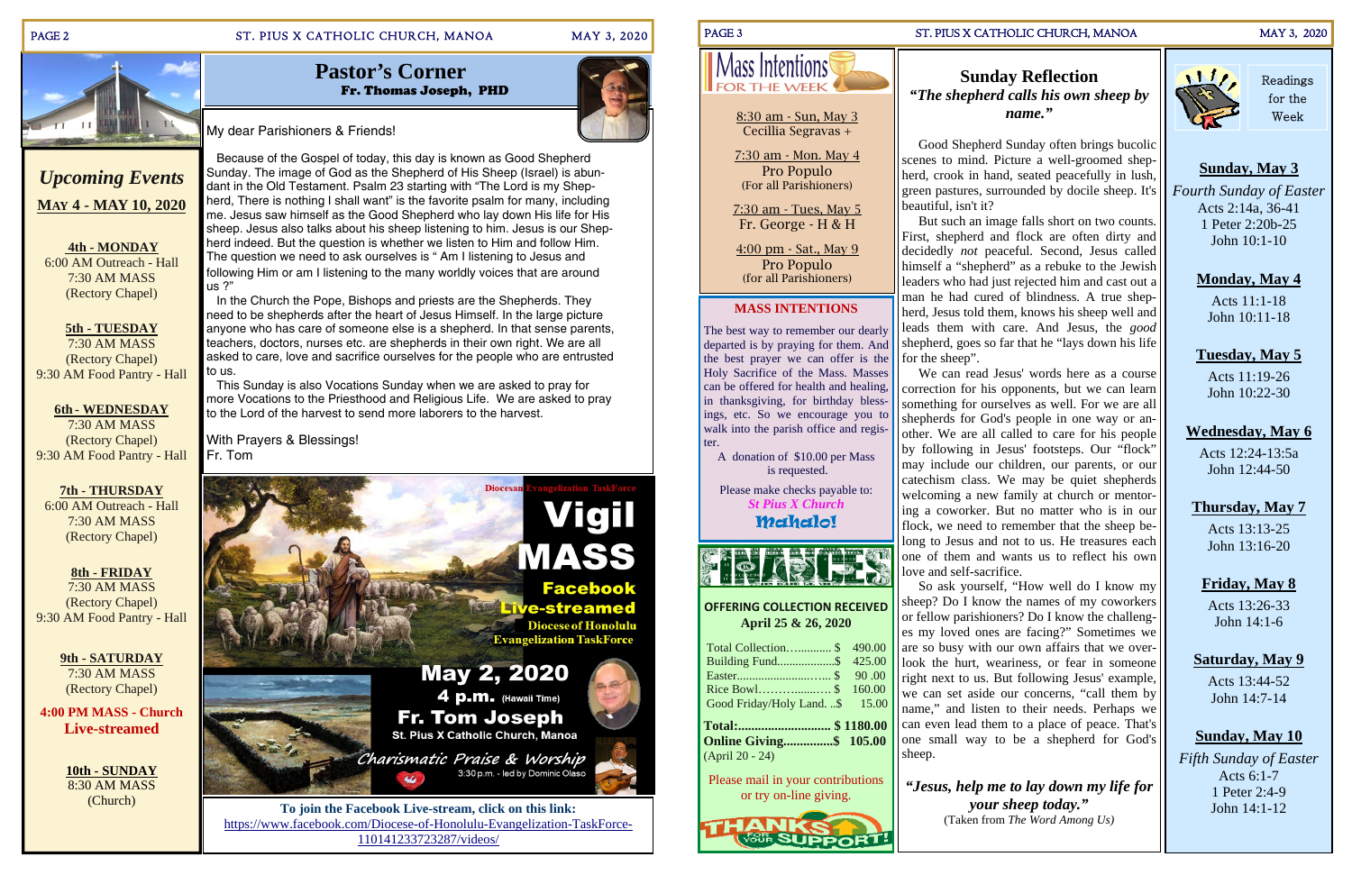## Upcoming Events

**MAY 4 - MAY 10, 2020**

**4th - MONDAY**
6:00 AM Outreach - Hall
7:30 AM MASS
(Rectory Chapel)

**5th - TUESDAY**
7:30 AM MASS
(Rectory Chapel)
9:30 AM Food Pantry - Hall

**6th - WEDNESDAY**
7:30 AM MASS
(Rectory Chapel)
9:30 AM Food Pantry - Hall

**7th - THURSDAY**
6:00 AM Outreach - Hall
7:30 AM MASS
(Rectory Chapel)

**8th - FRIDAY**
7:30 AM MASS
(Rectory Chapel)
9:30 AM Food Pantry - Hall

**9th - SATURDAY**
7:30 AM MASS
(Rectory Chapel)

**4:00 PM MASS - Church**
**Live-streamed**

**10th - SUNDAY**
8:30 AM MASS
(Church)

## Pastor's Corner

**Fr. Thomas Joseph, PHD**

My dear Parishioners & Friends!

Because of the Gospel of today, this day is known as Good Shepherd Sunday. The image of God as the Shepherd of His Sheep (Israel) is abundant in the Old Testament. Psalm 23 starting with "The Lord is my Shepherd, There is nothing I shall want" is the favorite psalm for many, including me. Jesus saw himself as the Good Shepherd who lay down His life for His sheep. Jesus also talks about his sheep listening to him. Jesus is our Shepherd indeed. But the question is whether we listen to Him and follow Him. The question we need to ask ourselves is " Am I listening to Jesus and following Him or am I listening to the many worldly voices that are around us ?"

In the Church the Pope, Bishops and priests are the Shepherds. They need to be shepherds after the heart of Jesus Himself. In the large picture anyone who has care of someone else is a shepherd. In that sense parents, teachers, doctors, nurses etc. are shepherds in their own right. We are all asked to care, love and sacrifice ourselves for the people who are entrusted to us.

This Sunday is also Vocations Sunday when we are asked to pray for more Vocations to the Priesthood and Religious Life. We are asked to pray to the Lord of the harvest to send more laborers to the harvest.

With Prayers & Blessings!
Fr. Tom

Diocesan Evangelization TaskForce

**Vigil MASS**

**Facebook Live-streamed**

Diocese of Honolulu Evangelization TaskForce

**May 2, 2020**
**4 p.m.** (Hawaii Time)
**Fr. Tom Joseph**
St. Pius X Catholic Church, Manoa

*Charismatic Praise & Worship*
3:30 p.m. - led by Dominic Olaso

**To join the Facebook Live-stream, click on this link:**
https://www.facebook.com/Diocese-of-Honolulu-Evangelization-TaskForce-110141233723287/videos/

## Mass Intentions FOR THE WEEK

8:30 am - Sun, May 3
Cecillia Segraves +

7:30 am - Mon. May 4
Pro Populo
(For all Parishioners)

7:30 am - Tues, May 5
Fr. George - H & H

4:00 pm - Sat., May 9
Pro Populo
(for all Parishioners)

### MASS INTENTIONS

The best way to remember our dearly departed is by praying for them. And the best prayer we can offer is the Holy Sacrifice of the Mass. Masses can be offered for health and healing, in thanksgiving, for birthday blessings, etc. So we encourage you to walk into the parish office and register.

A donation of $10.00 per Mass is requested.

Please make checks payable to:
*St Pius X Church*
**Mahalo!**

## FINANCES

**OFFERING COLLECTION RECEIVED**
**April 25 & 26, 2020**

| | |
|---|---|
| Total Collection............. | $ 490.00 |
| Building Fund.................. | $ 425.00 |
| Easter............................ | $ 90 .00 |
| Rice Bowl……….......… | $ 160.00 |
| Good Friday/Holy Land. .. | $ 15.00 |
| **Total:.............................** | **$ 1180.00** |
| **Online Giving...............** | **$ 105.00** |
| (April 20 - 24) | |

Please mail in your contributions or try on-line giving.

THANKS FOR YOUR SUPPORT!

## Sunday Reflection

***"The shepherd calls his own sheep by name."***

Good Shepherd Sunday often brings bucolic scenes to mind. Picture a well-groomed shepherd, crook in hand, seated peacefully in lush, green pastures, surrounded by docile sheep. It's beautiful, isn't it?

But such an image falls short on two counts. First, shepherd and flock are often dirty and decidedly *not* peaceful. Second, Jesus called himself a "shepherd" as a rebuke to the Jewish leaders who had just rejected him and cast out a man he had cured of blindness. A true shepherd, Jesus told them, knows his sheep well and leads them with care. And Jesus, the *good* shepherd, goes so far that he "lays down his life for the sheep".

We can read Jesus' words here as a course correction for his opponents, but we can learn something for ourselves as well. For we are all shepherds for God's people in one way or another. We are all called to care for his people by following in Jesus' footsteps. Our "flock" may include our children, our parents, or our catechism class. We may be quiet shepherds welcoming a new family at church or mentoring a coworker. But no matter who is in our flock, we need to remember that the sheep belong to Jesus and not to us. He treasures each one of them and wants us to reflect his own love and self-sacrifice.

So ask yourself, "How well do I know my sheep? Do I know the names of my coworkers or fellow parishioners? Do I know the challenges my loved ones are facing?" Sometimes we are so busy with our own affairs that we overlook the hurt, weariness, or fear in someone right next to us. But following Jesus' example, we can set aside our concerns, "call them by name," and listen to their needs. Perhaps we can even lead them to a place of peace. That's one small way to be a shepherd for God's sheep.

***"Jesus, help me to lay down my life for your sheep today."***
(Taken from *The Word Among Us*)

## Readings for the Week

**Sunday, May 3**
*Fourth Sunday of Easter*
Acts 2:14a, 36-41
1 Peter 2:20b-25
John 10:1-10

**Monday, May 4**
Acts 11:1-18
John 10:11-18

**Tuesday, May 5**
Acts 11:19-26
John 10:22-30

**Wednesday, May 6**
Acts 12:24-13:5a
John 12:44-50

**Thursday, May 7**
Acts 13:13-25
John 13:16-20

**Friday, May 8**
Acts 13:26-33
John 14:1-6

**Saturday, May 9**
Acts 13:44-52
John 14:7-14

**Sunday, May 10**
*Fifth Sunday of Easter*
Acts 6:1-7
1 Peter 2:4-9
John 14:1-12